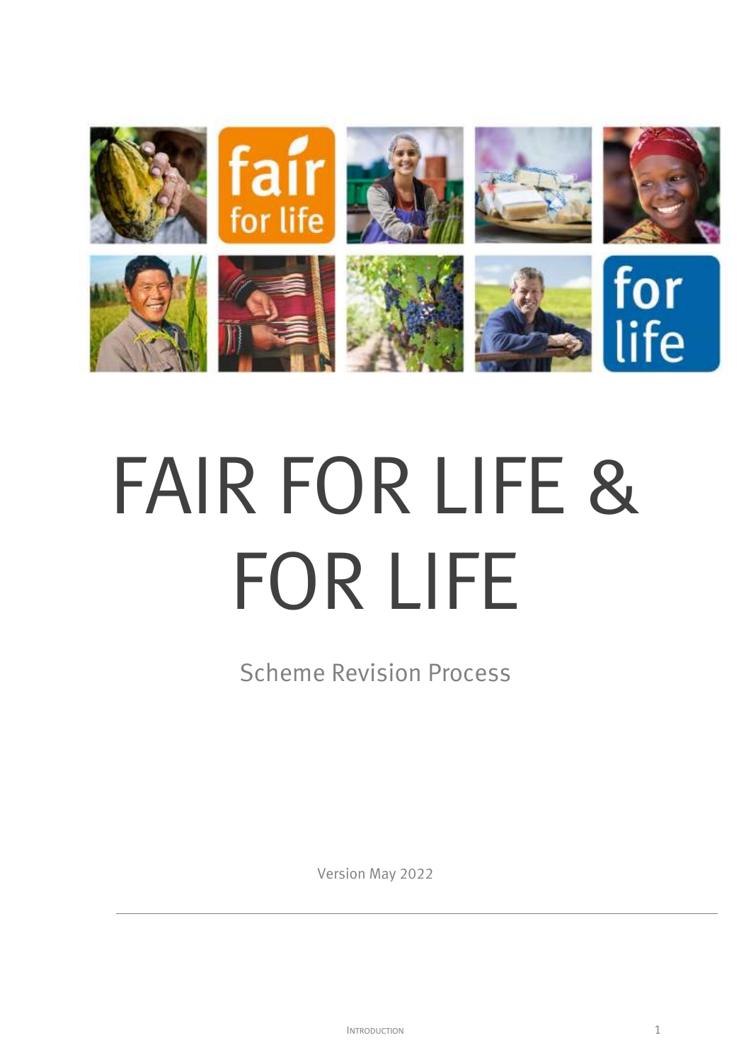# FAIR FOR LIFE & FOR LIFE

## Scheme Revision Process

Version May 2022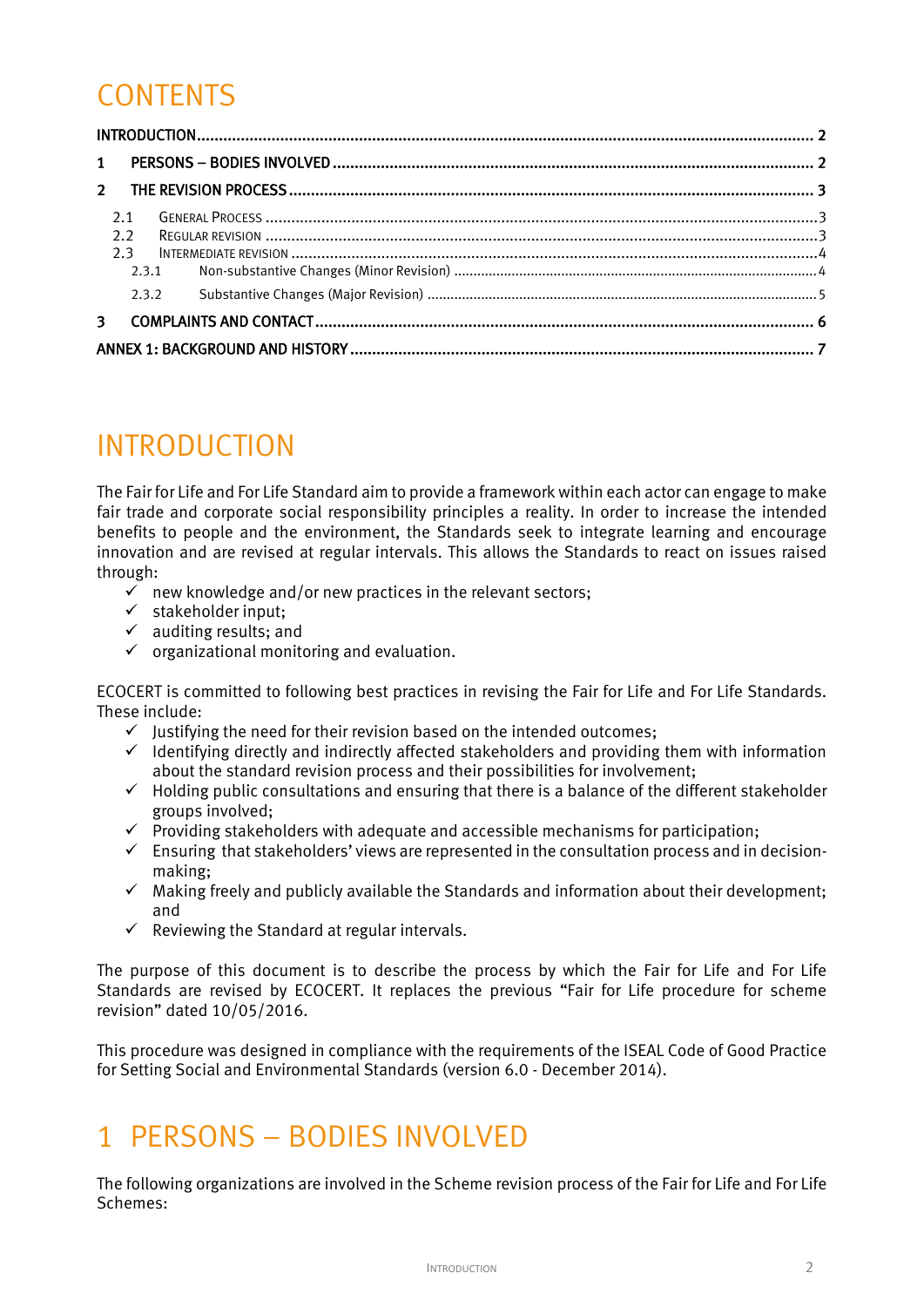# CONTENTS

INTRODUCTION ..... 2

1 PERSONS – BODIES INVOLVED ..... 2

2 THE REVISION PROCESS ..... 3

- 2.1 GENERAL PROCESS ..... 3
- 2.2 REGULAR REVISION ..... 3
- 2.3 INTERMEDIATE REVISION ..... 4
  - 2.3.1 Non-substantive Changes (Minor Revision) ..... 4
  - 2.3.2 Substantive Changes (Major Revision) ..... 5

3 COMPLAINTS AND CONTACT ..... 6

ANNEX 1: BACKGROUND AND HISTORY ..... 7

# INTRODUCTION

The Fair for Life and For Life Standard aim to provide a framework within each actor can engage to make fair trade and corporate social responsibility principles a reality. In order to increase the intended benefits to people and the environment, the Standards seek to integrate learning and encourage innovation and are revised at regular intervals. This allows the Standards to react on issues raised through:

- ✓ new knowledge and/or new practices in the relevant sectors;
- ✓ stakeholder input;
- ✓ auditing results; and
- ✓ organizational monitoring and evaluation.

ECOCERT is committed to following best practices in revising the Fair for Life and For Life Standards. These include:

- ✓ Justifying the need for their revision based on the intended outcomes;
- ✓ Identifying directly and indirectly affected stakeholders and providing them with information about the standard revision process and their possibilities for involvement;
- ✓ Holding public consultations and ensuring that there is a balance of the different stakeholder groups involved;
- ✓ Providing stakeholders with adequate and accessible mechanisms for participation;
- ✓ Ensuring that stakeholders' views are represented in the consultation process and in decision-making;
- ✓ Making freely and publicly available the Standards and information about their development; and
- ✓ Reviewing the Standard at regular intervals.

The purpose of this document is to describe the process by which the Fair for Life and For Life Standards are revised by ECOCERT. It replaces the previous "Fair for Life procedure for scheme revision" dated 10/05/2016.

This procedure was designed in compliance with the requirements of the ISEAL Code of Good Practice for Setting Social and Environmental Standards (version 6.0 - December 2014).

# 1 PERSONS – BODIES INVOLVED

The following organizations are involved in the Scheme revision process of the Fair for Life and For Life Schemes: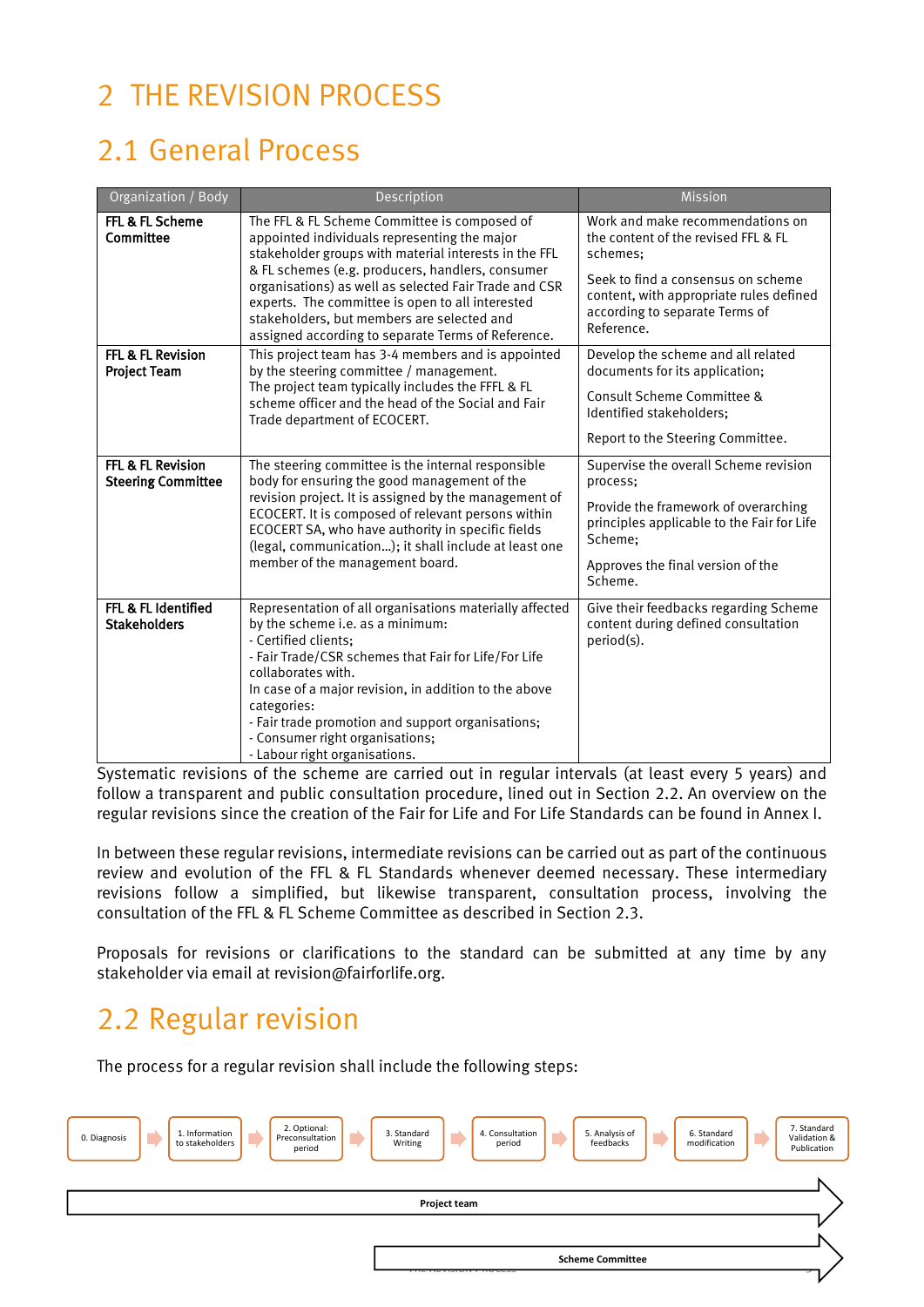# 2 THE REVISION PROCESS

## 2.1 General Process

| Organization / Body | Description | Mission |
|---|---|---|
| **FFL & FL Scheme Committee** | The FFL & FL Scheme Committee is composed of appointed individuals representing the major stakeholder groups with material interests in the FFL & FL schemes (e.g. producers, handlers, consumer organisations) as well as selected Fair Trade and CSR experts. The committee is open to all interested stakeholders, but members are selected and assigned according to separate Terms of Reference. | Work and make recommendations on the content of the revised FFL & FL schemes;<br><br>Seek to find a consensus on scheme content, with appropriate rules defined according to separate Terms of Reference. |
| **FFL & FL Revision Project Team** | This project team has 3-4 members and is appointed by the steering committee / management.<br>The project team typically includes the FFFL & FL scheme officer and the head of the Social and Fair Trade department of ECOCERT. | Develop the scheme and all related documents for its application;<br><br>Consult Scheme Committee & Identified stakeholders;<br><br>Report to the Steering Committee. |
| **FFL & FL Revision Steering Committee** | The steering committee is the internal responsible body for ensuring the good management of the revision project. It is assigned by the management of ECOCERT. It is composed of relevant persons within ECOCERT SA, who have authority in specific fields (legal, communication…); it shall include at least one member of the management board. | Supervise the overall Scheme revision process;<br><br>Provide the framework of overarching principles applicable to the Fair for Life Scheme;<br><br>Approves the final version of the Scheme. |
| **FFL & FL Identified Stakeholders** | Representation of all organisations materially affected by the scheme i.e. as a minimum:<br>- Certified clients;<br>- Fair Trade/CSR schemes that Fair for Life/For Life collaborates with.<br>In case of a major revision, in addition to the above categories:<br>- Fair trade promotion and support organisations;<br>- Consumer right organisations;<br>- Labour right organisations. | Give their feedbacks regarding Scheme content during defined consultation period(s). |

Systematic revisions of the scheme are carried out in regular intervals (at least every 5 years) and follow a transparent and public consultation procedure, lined out in Section 2.2. An overview on the regular revisions since the creation of the Fair for Life and For Life Standards can be found in Annex I.

In between these regular revisions, intermediate revisions can be carried out as part of the continuous review and evolution of the FFL & FL Standards whenever deemed necessary. These intermediary revisions follow a simplified, but likewise transparent, consultation process, involving the consultation of the FFL & FL Scheme Committee as described in Section 2.3.

Proposals for revisions or clarifications to the standard can be submitted at any time by any stakeholder via email at revision@fairforlife.org.

## 2.2 Regular revision

The process for a regular revision shall include the following steps:

0. Diagnosis → 1. Information to stakeholders → 2. Optional: Preconsultation period → 3. Standard Writing → 4. Consultation period → 5. Analysis of feedbacks → 6. Standard modification → 7. Standard Validation & Publication

Project team (steps 0–7)

Scheme Committee (steps 4–7)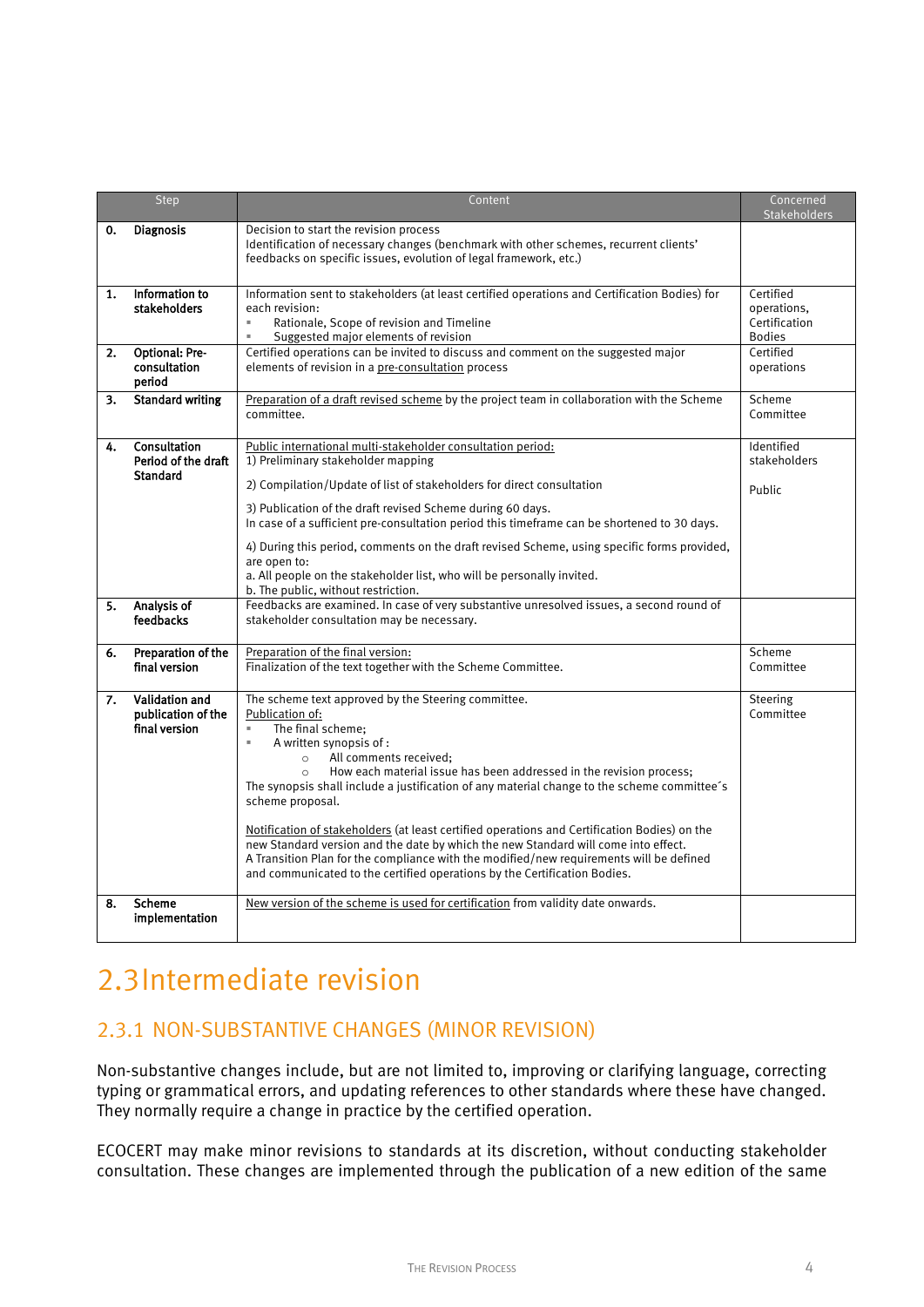| Step | | Content | Concerned Stakeholders |
|---|---|---|---|
| **0.** | **Diagnosis** | Decision to start the revision process<br>Identification of necessary changes (benchmark with other schemes, recurrent clients' feedbacks on specific issues, evolution of legal framework, etc.) | |
| **1.** | **Information to stakeholders** | Information sent to stakeholders (at least certified operations and Certification Bodies) for each revision:<br>▪ Rationale, Scope of revision and Timeline<br>▪ Suggested major elements of revision | Certified operations, Certification Bodies |
| **2.** | **Optional: Pre-consultation period** | Certified operations can be invited to discuss and comment on the suggested major elements of revision in a pre-consultation process | Certified operations |
| **3.** | **Standard writing** | Preparation of a draft revised scheme by the project team in collaboration with the Scheme committee. | Scheme Committee |
| **4.** | **Consultation Period of the draft Standard** | Public international multi-stakeholder consultation period:<br>1) Preliminary stakeholder mapping<br>2) Compilation/Update of list of stakeholders for direct consultation<br>3) Publication of the draft revised Scheme during 60 days.<br>In case of a sufficient pre-consultation period this timeframe can be shortened to 30 days.<br>4) During this period, comments on the draft revised Scheme, using specific forms provided, are open to:<br>a. All people on the stakeholder list, who will be personally invited.<br>b. The public, without restriction. | Identified stakeholders<br><br>Public |
| **5.** | **Analysis of feedbacks** | Feedbacks are examined. In case of very substantive unresolved issues, a second round of stakeholder consultation may be necessary. | |
| **6.** | **Preparation of the final version** | Preparation of the final version:<br>Finalization of the text together with the Scheme Committee. | Scheme Committee |
| **7.** | **Validation and publication of the final version** | The scheme text approved by the Steering committee.<br>Publication of:<br>▪ The final scheme;<br>▪ A written synopsis of :<br>○ All comments received;<br>○ How each material issue has been addressed in the revision process;<br>The synopsis shall include a justification of any material change to the scheme committee´s scheme proposal.<br><br>Notification of stakeholders (at least certified operations and Certification Bodies) on the new Standard version and the date by which the new Standard will come into effect.<br>A Transition Plan for the compliance with the modified/new requirements will be defined and communicated to the certified operations by the Certification Bodies. | Steering Committee |
| **8.** | **Scheme implementation** | New version of the scheme is used for certification from validity date onwards. | |

# 2.3 Intermediate revision

## 2.3.1 NON-SUBSTANTIVE CHANGES (MINOR REVISION)

Non-substantive changes include, but are not limited to, improving or clarifying language, correcting typing or grammatical errors, and updating references to other standards where these have changed. They normally require a change in practice by the certified operation.

ECOCERT may make minor revisions to standards at its discretion, without conducting stakeholder consultation. These changes are implemented through the publication of a new edition of the same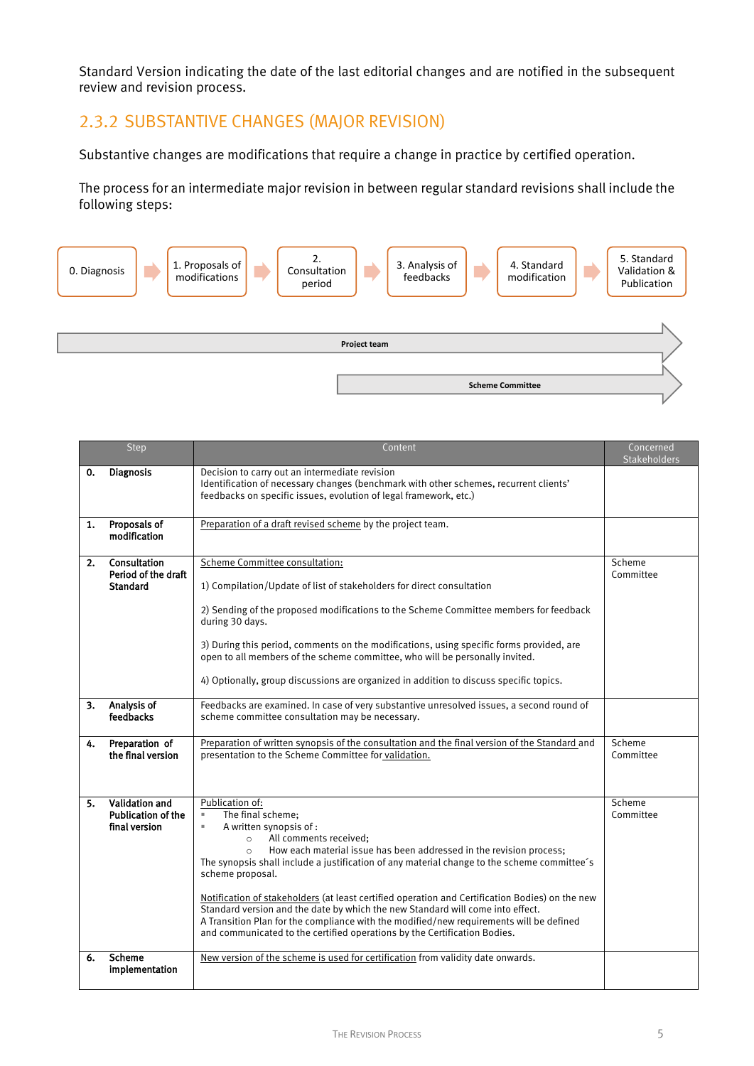Standard Version indicating the date of the last editorial changes and are notified in the subsequent review and revision process.

### 2.3.2 SUBSTANTIVE CHANGES (MAJOR REVISION)

Substantive changes are modifications that require a change in practice by certified operation.

The process for an intermediate major revision in between regular standard revisions shall include the following steps:

0. Diagnosis → 1. Proposals of modifications → 2. Consultation period → 3. Analysis of feedbacks → 4. Standard modification → 5. Standard Validation & Publication

Project team

Scheme Committee

| Step | Content | Concerned Stakeholders |
|---|---|---|
| **0. Diagnosis** | Decision to carry out an intermediate revision<br>Identification of necessary changes (benchmark with other schemes, recurrent clients' feedbacks on specific issues, evolution of legal framework, etc.) | |
| **1. Proposals of modification** | Preparation of a draft revised scheme by the project team. | |
| **2. Consultation Period of the draft Standard** | Scheme Committee consultation:<br><br>1) Compilation/Update of list of stakeholders for direct consultation<br><br>2) Sending of the proposed modifications to the Scheme Committee members for feedback during 30 days.<br><br>3) During this period, comments on the modifications, using specific forms provided, are open to all members of the scheme committee, who will be personally invited.<br><br>4) Optionally, group discussions are organized in addition to discuss specific topics. | Scheme Committee |
| **3. Analysis of feedbacks** | Feedbacks are examined. In case of very substantive unresolved issues, a second round of scheme committee consultation may be necessary. | |
| **4. Preparation of the final version** | Preparation of written synopsis of the consultation and the final version of the Standard and presentation to the Scheme Committee for validation. | Scheme Committee |
| **5. Validation and Publication of the final version** | Publication of:<br>▪ The final scheme;<br>▪ A written synopsis of :<br>○ All comments received;<br>○ How each material issue has been addressed in the revision process;<br>The synopsis shall include a justification of any material change to the scheme committee´s scheme proposal.<br><br>Notification of stakeholders (at least certified operation and Certification Bodies) on the new Standard version and the date by which the new Standard will come into effect.<br>A Transition Plan for the compliance with the modified/new requirements will be defined and communicated to the certified operations by the Certification Bodies. | Scheme Committee |
| **6. Scheme implementation** | New version of the scheme is used for certification from validity date onwards. | |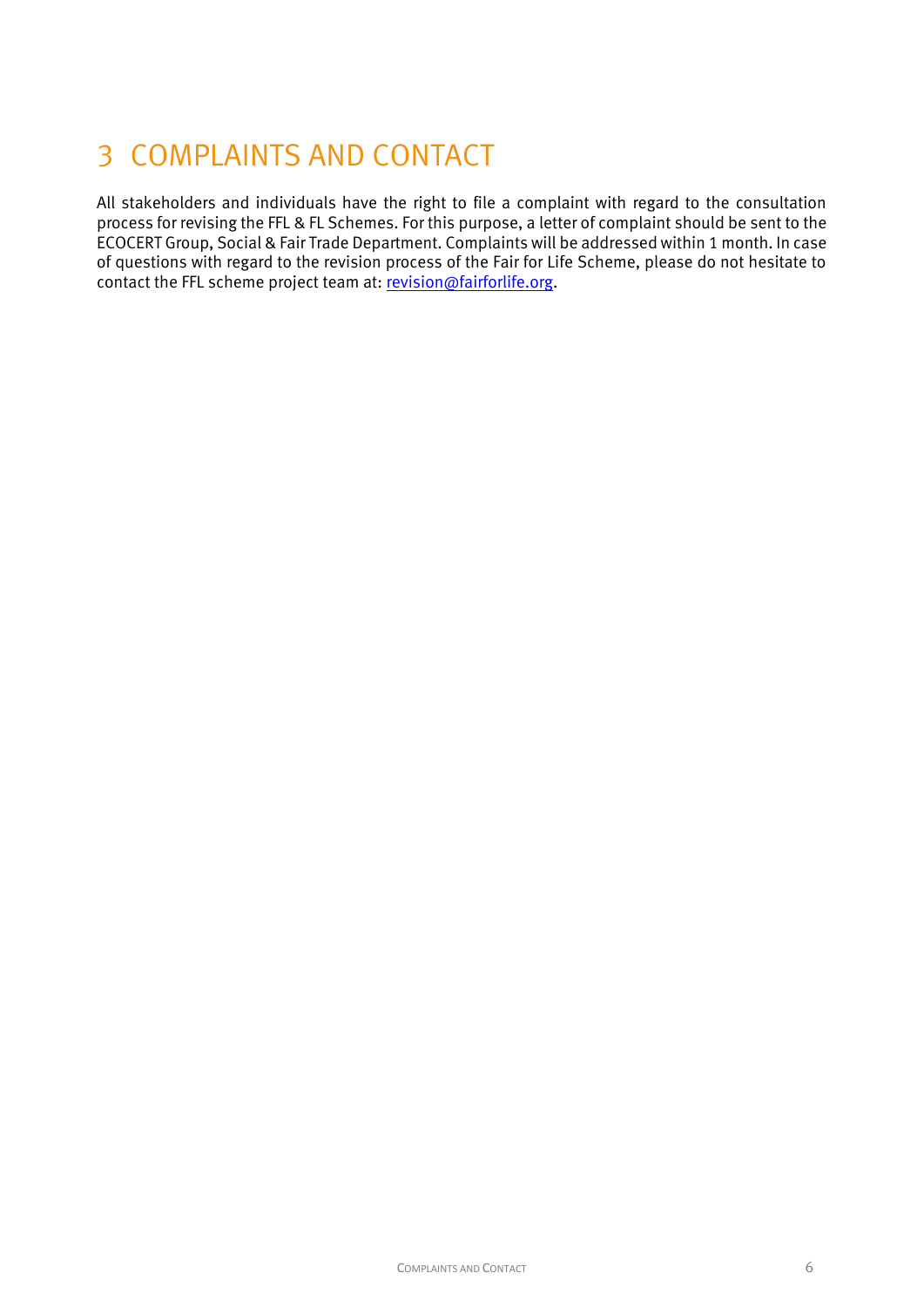# 3 COMPLAINTS AND CONTACT

All stakeholders and individuals have the right to file a complaint with regard to the consultation process for revising the FFL & FL Schemes. For this purpose, a letter of complaint should be sent to the ECOCERT Group, Social & Fair Trade Department. Complaints will be addressed within 1 month. In case of questions with regard to the revision process of the Fair for Life Scheme, please do not hesitate to contact the FFL scheme project team at: revision@fairforlife.org.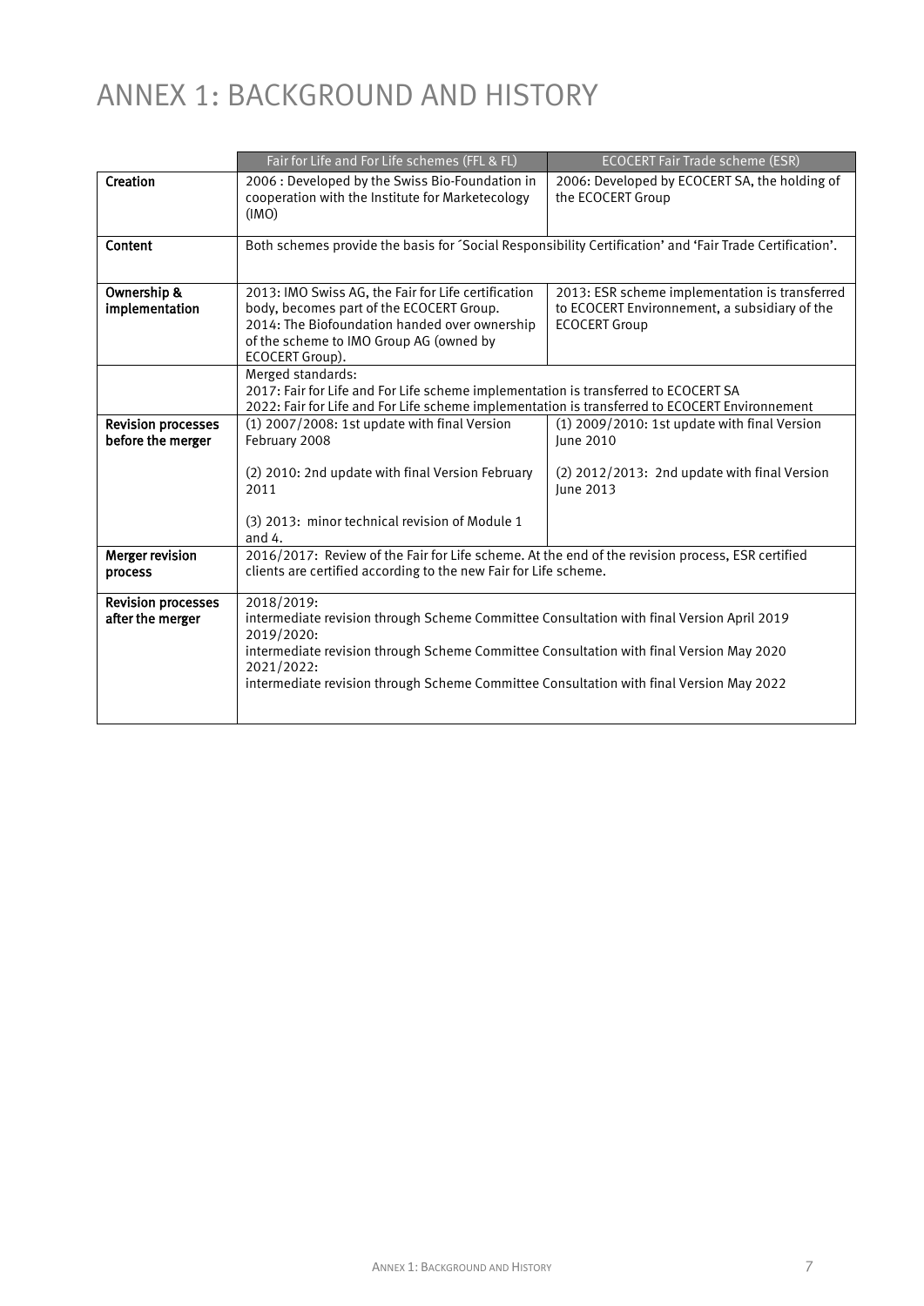# ANNEX 1: BACKGROUND AND HISTORY

| | Fair for Life and For Life schemes (FFL & FL) | ECOCERT Fair Trade scheme (ESR) |
|---|---|---|
| **Creation** | 2006 : Developed by the Swiss Bio-Foundation in cooperation with the Institute for Marketecology (IMO) | 2006: Developed by ECOCERT SA, the holding of the ECOCERT Group |
| **Content** | Both schemes provide the basis for ´Social Responsibility Certification' and 'Fair Trade Certification'. | |
| **Ownership & implementation** | 2013: IMO Swiss AG, the Fair for Life certification body, becomes part of the ECOCERT Group.<br>2014: The Biofoundation handed over ownership of the scheme to IMO Group AG (owned by ECOCERT Group). | 2013: ESR scheme implementation is transferred to ECOCERT Environnement, a subsidiary of the ECOCERT Group |
| | Merged standards:<br>2017: Fair for Life and For Life scheme implementation is transferred to ECOCERT SA<br>2022: Fair for Life and For Life scheme implementation is transferred to ECOCERT Environnement | |
| **Revision processes before the merger** | (1) 2007/2008: 1st update with final Version February 2008<br><br>(2) 2010: 2nd update with final Version February 2011<br><br>(3) 2013: minor technical revision of Module 1 and 4. | (1) 2009/2010: 1st update with final Version June 2010<br><br>(2) 2012/2013: 2nd update with final Version June 2013 |
| **Merger revision process** | 2016/2017: Review of the Fair for Life scheme. At the end of the revision process, ESR certified clients are certified according to the new Fair for Life scheme. | |
| **Revision processes after the merger** | 2018/2019:<br>intermediate revision through Scheme Committee Consultation with final Version April 2019<br>2019/2020:<br>intermediate revision through Scheme Committee Consultation with final Version May 2020<br>2021/2022:<br>intermediate revision through Scheme Committee Consultation with final Version May 2022 | |